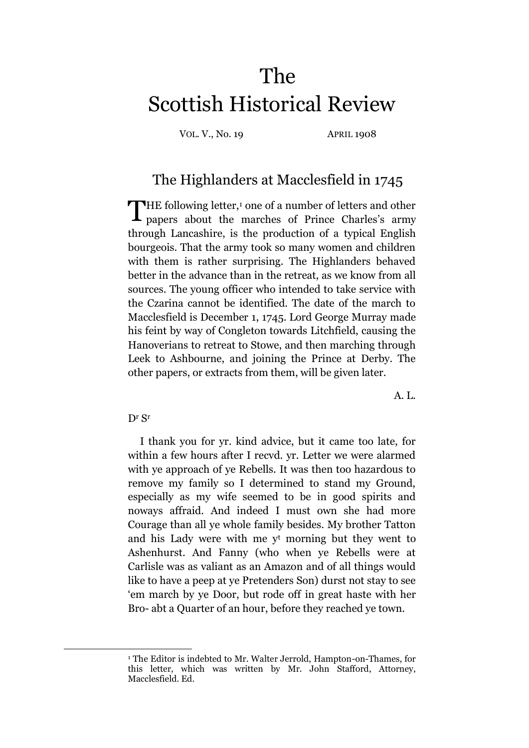# The Scottish Historical Review

VOL. V., No. 19 APRIL 1908

## The Highlanders at Macclesfield in 1745

THE following letter,[1] one of a number of letters and other papers about the marches of Prince Charles's army through Lancashire, is the production of a typical English bourgeois. That the army took so many women and children with them is rather surprising. The Highlanders behaved better in the advance than in the retreat, as we know from all sources. The young officer who intended to take service with the Czarina cannot be identified. The date of the march to Macclesfield is December 1, 1745. Lord George Murray made his feint by way of Congleton towards Litchfield, causing the Hanoverians to retreat to Stowe, and then marching through Leek to Ashbourne, and joining the Prince at Derby. The other papers, or extracts from them, will be given later.

A. L.

D^r S^r

I thank you for yr. kind advice, but it came too late, for within a few hours after I recvd. yr. Letter we were alarmed with ye approach of ye Rebells. It was then too hazardous to remove my family so I determined to stand my Ground, especially as my wife seemed to be in good spirits and noways affraid. And indeed I must own she had more Courage than all ye whole family besides. My brother Tatton and his Lady were with me y^t morning but they went to Ashenhurst. And Fanny (who when ye Rebells were at Carlisle was as valiant as an Amazon and of all things would like to have a peep at ye Pretenders Son) durst not stay to see 'em march by ye Door, but rode off in great haste with her Bro- abt a Quarter of an hour, before they reached ye town.

[1] The Editor is indebted to Mr. Walter Jerrold, Hampton-on-Thames, for this letter, which was written by Mr. John Stafford, Attorney, Macclesfield. Ed.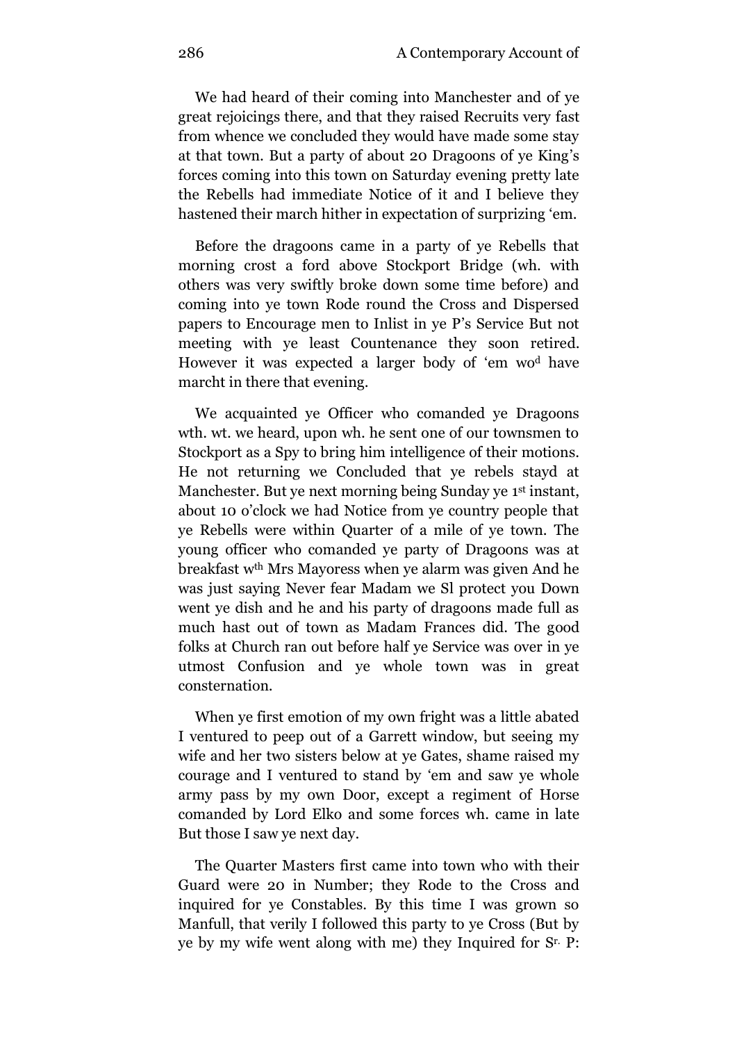We had heard of their coming into Manchester and of ye great rejoicings there, and that they raised Recruits very fast from whence we concluded they would have made some stay at that town. But a party of about 20 Dragoons of ye King's forces coming into this town on Saturday evening pretty late the Rebells had immediate Notice of it and I believe they hastened their march hither in expectation of surprizing 'em.

Before the dragoons came in a party of ye Rebells that morning crost a ford above Stockport Bridge (wh. with others was very swiftly broke down some time before) and coming into ye town Rode round the Cross and Dispersed papers to Encourage men to Inlist in ye P's Service But not meeting with ye least Countenance they soon retired. However it was expected a larger body of 'em wo^d have marcht in there that evening.

We acquainted ye Officer who comanded ye Dragoons wth. wt. we heard, upon wh. he sent one of our townsmen to Stockport as a Spy to bring him intelligence of their motions. He not returning we Concluded that ye rebels stayd at Manchester. But ye next morning being Sunday ye 1^st instant, about 10 o'clock we had Notice from ye country people that ye Rebells were within Quarter of a mile of ye town. The young officer who comanded ye party of Dragoons was at breakfast w^th Mrs Mayoress when ye alarm was given And he was just saying Never fear Madam we Sl protect you Down went ye dish and he and his party of dragoons made full as much hast out of town as Madam Frances did. The good folks at Church ran out before half ye Service was over in ye utmost Confusion and ye whole town was in great consternation.

When ye first emotion of my own fright was a little abated I ventured to peep out of a Garrett window, but seeing my wife and her two sisters below at ye Gates, shame raised my courage and I ventured to stand by 'em and saw ye whole army pass by my own Door, except a regiment of Horse comanded by Lord Elko and some forces wh. came in late But those I saw ye next day.

The Quarter Masters first came into town who with their Guard were 20 in Number; they Rode to the Cross and inquired for ye Constables. By this time I was grown so Manfull, that verily I followed this party to ye Cross (But by ye by my wife went along with me) they Inquired for S^r. P: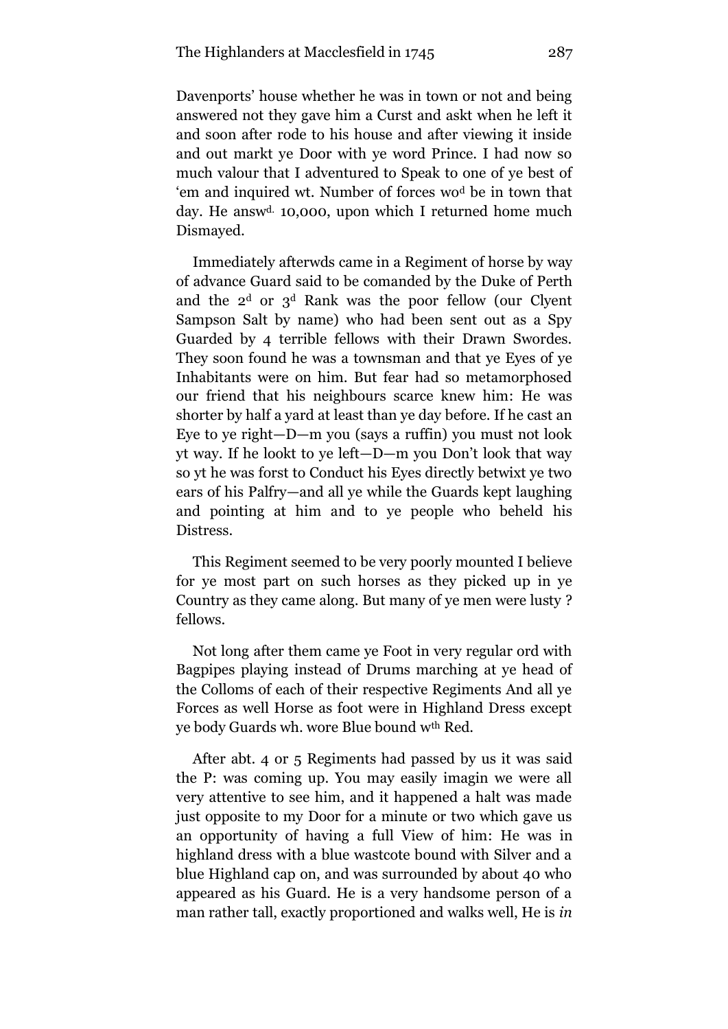Davenports' house whether he was in town or not and being answered not they gave him a Curst and askt when he left it and soon after rode to his house and after viewing it inside and out markt ye Door with ye word Prince. I had now so much valour that I adventured to Speak to one of ye best of 'em and inquired wt. Number of forces wo[d] be in town that day. He answ[d.] 10,000, upon which I returned home much Dismayed.

Immediately afterwds came in a Regiment of horse by way of advance Guard said to be comanded by the Duke of Perth and the 2[d] or 3[d] Rank was the poor fellow (our Clyent Sampson Salt by name) who had been sent out as a Spy Guarded by 4 terrible fellows with their Drawn Swordes. They soon found he was a townsman and that ye Eyes of ye Inhabitants were on him. But fear had so metamorphosed our friend that his neighbours scarce knew him: He was shorter by half a yard at least than ye day before. If he cast an Eye to ye right—D—m you (says a ruffin) you must not look yt way. If he lookt to ye left—D—m you Don't look that way so yt he was forst to Conduct his Eyes directly betwixt ye two ears of his Palfry—and all ye while the Guards kept laughing and pointing at him and to ye people who beheld his Distress.

This Regiment seemed to be very poorly mounted I believe for ye most part on such horses as they picked up in ye Country as they came along. But many of ye men were lusty ? fellows.

Not long after them came ye Foot in very regular ord with Bagpipes playing instead of Drums marching at ye head of the Colloms of each of their respective Regiments And all ye Forces as well Horse as foot were in Highland Dress except ye body Guards wh. wore Blue bound w[th] Red.

After abt. 4 or 5 Regiments had passed by us it was said the P: was coming up. You may easily imagin we were all very attentive to see him, and it happened a halt was made just opposite to my Door for a minute or two which gave us an opportunity of having a full View of him: He was in highland dress with a blue wastcote bound with Silver and a blue Highland cap on, and was surrounded by about 40 who appeared as his Guard. He is a very handsome person of a man rather tall, exactly proportioned and walks well, He is *in*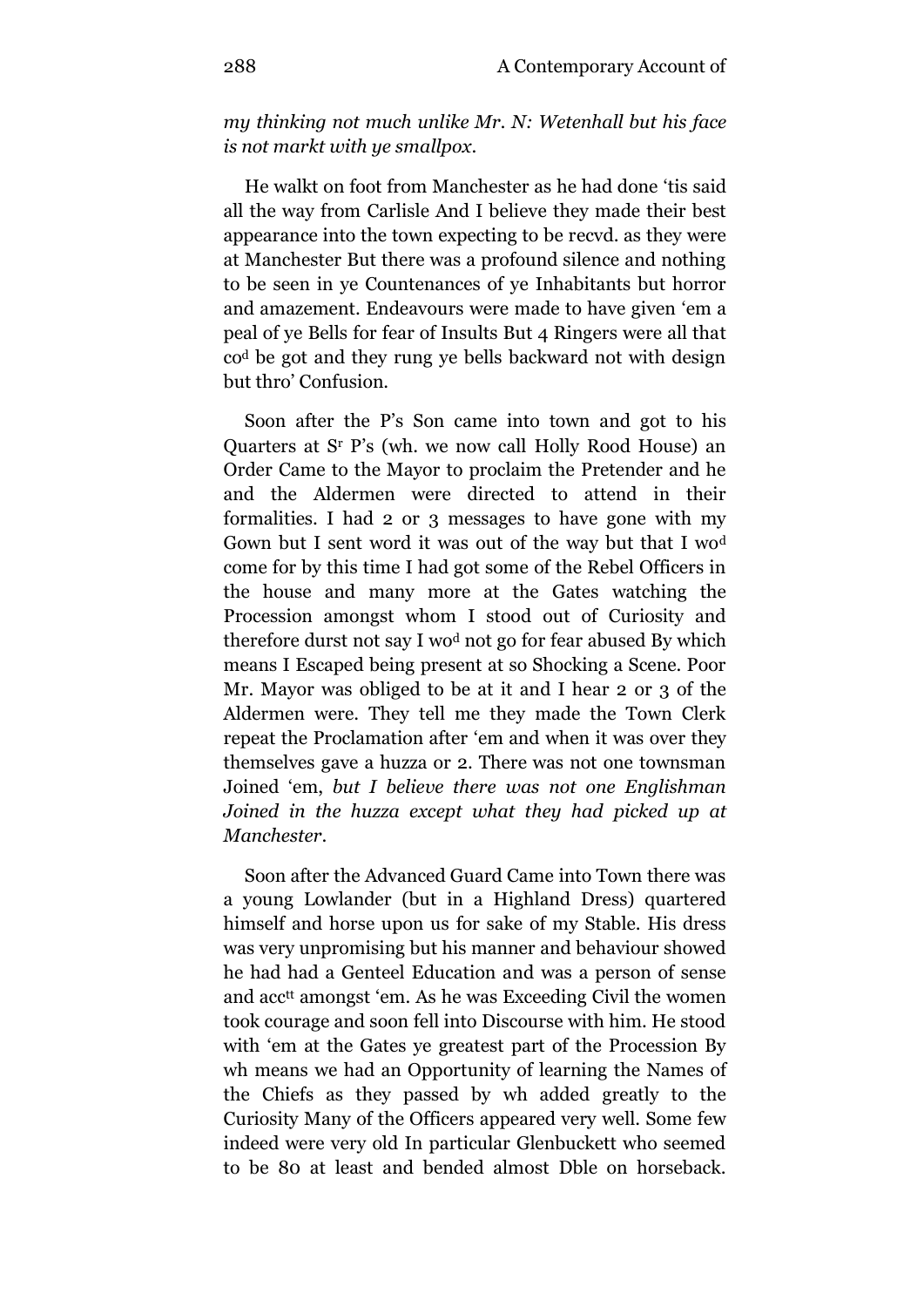*my thinking not much unlike Mr. N: Wetenhall but his face is not markt with ye smallpox.*

He walkt on foot from Manchester as he had done 'tis said all the way from Carlisle And I believe they made their best appearance into the town expecting to be recvd. as they were at Manchester But there was a profound silence and nothing to be seen in ye Countenances of ye Inhabitants but horror and amazement. Endeavours were made to have given 'em a peal of ye Bells for fear of Insults But 4 Ringers were all that co[d] be got and they rung ye bells backward not with design but thro' Confusion.

Soon after the P's Son came into town and got to his Quarters at S[r] P's (wh. we now call Holly Rood House) an Order Came to the Mayor to proclaim the Pretender and he and the Aldermen were directed to attend in their formalities. I had 2 or 3 messages to have gone with my Gown but I sent word it was out of the way but that I wo[d] come for by this time I had got some of the Rebel Officers in the house and many more at the Gates watching the Procession amongst whom I stood out of Curiosity and therefore durst not say I wo[d] not go for fear abused By which means I Escaped being present at so Shocking a Scene. Poor Mr. Mayor was obliged to be at it and I hear 2 or 3 of the Aldermen were. They tell me they made the Town Clerk repeat the Proclamation after 'em and when it was over they themselves gave a huzza or 2. There was not one townsman Joined 'em, *but I believe there was not one Englishman Joined in the huzza except what they had picked up at Manchester.*

Soon after the Advanced Guard Came into Town there was a young Lowlander (but in a Highland Dress) quartered himself and horse upon us for sake of my Stable. His dress was very unpromising but his manner and behaviour showed he had had a Genteel Education and was a person of sense and acc[tt] amongst 'em. As he was Exceeding Civil the women took courage and soon fell into Discourse with him. He stood with 'em at the Gates ye greatest part of the Procession By wh means we had an Opportunity of learning the Names of the Chiefs as they passed by wh added greatly to the Curiosity Many of the Officers appeared very well. Some few indeed were very old In particular Glenbuckett who seemed to be 80 at least and bended almost Dble on horseback.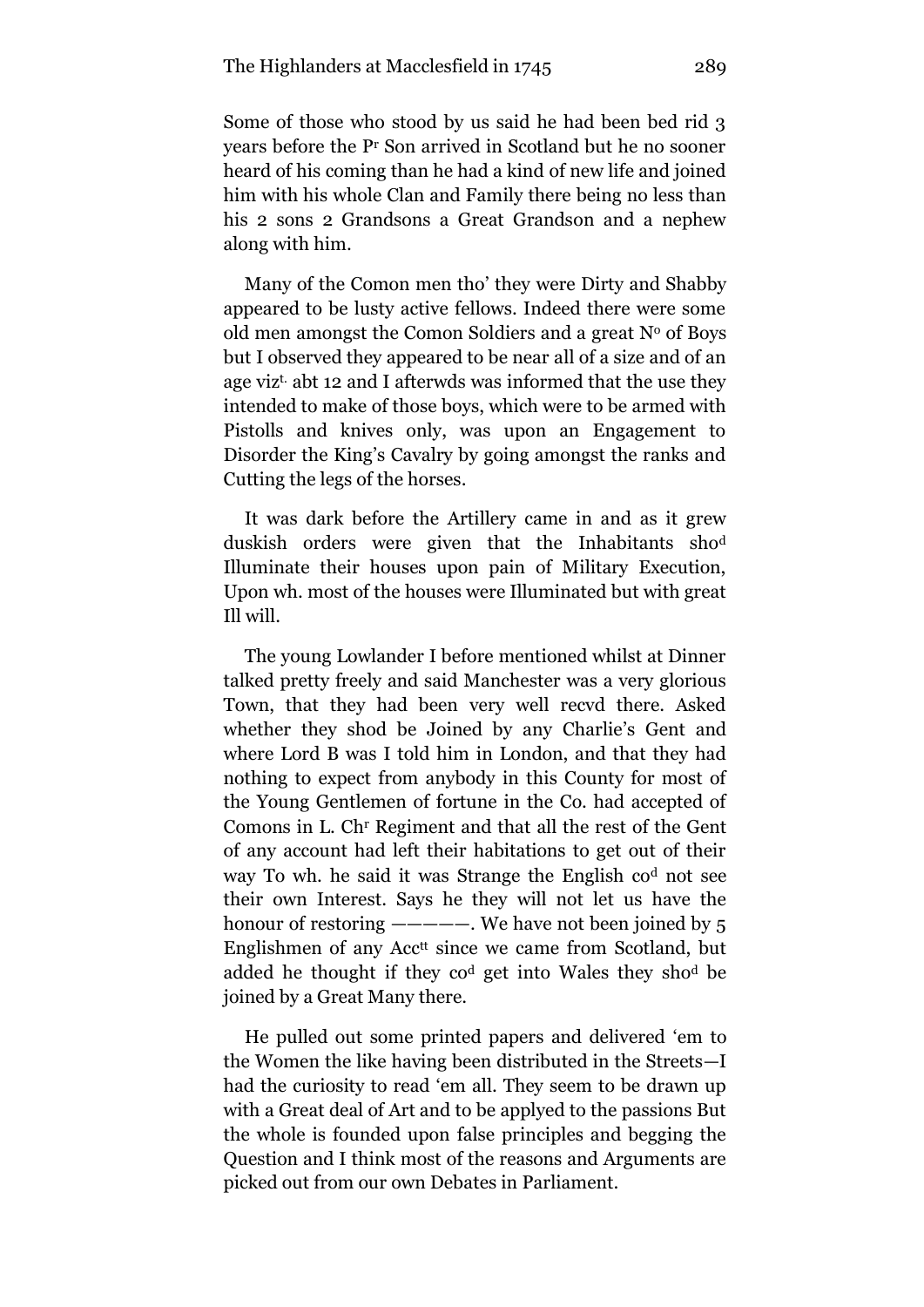Some of those who stood by us said he had been bed rid 3 years before the P[r] Son arrived in Scotland but he no sooner heard of his coming than he had a kind of new life and joined him with his whole Clan and Family there being no less than his 2 sons 2 Grandsons a Great Grandson and a nephew along with him.

Many of the Comon men tho' they were Dirty and Shabby appeared to be lusty active fellows. Indeed there were some old men amongst the Comon Soldiers and a great N[o] of Boys but I observed they appeared to be near all of a size and of an age viz[t.] abt 12 and I afterwds was informed that the use they intended to make of those boys, which were to be armed with Pistolls and knives only, was upon an Engagement to Disorder the King's Cavalry by going amongst the ranks and Cutting the legs of the horses.

It was dark before the Artillery came in and as it grew duskish orders were given that the Inhabitants sho[d] Illuminate their houses upon pain of Military Execution, Upon wh. most of the houses were Illuminated but with great Ill will.

The young Lowlander I before mentioned whilst at Dinner talked pretty freely and said Manchester was a very glorious Town, that they had been very well recvd there. Asked whether they shod be Joined by any Charlie's Gent and where Lord B was I told him in London, and that they had nothing to expect from anybody in this County for most of the Young Gentlemen of fortune in the Co. had accepted of Comons in L. Ch[r] Regiment and that all the rest of the Gent of any account had left their habitations to get out of their way To wh. he said it was Strange the English co[d] not see their own Interest. Says he they will not let us have the honour of restoring —————. We have not been joined by 5 Englishmen of any Acc[tt] since we came from Scotland, but added he thought if they co[d] get into Wales they sho[d] be joined by a Great Many there.

He pulled out some printed papers and delivered 'em to the Women the like having been distributed in the Streets—I had the curiosity to read 'em all. They seem to be drawn up with a Great deal of Art and to be applyed to the passions But the whole is founded upon false principles and begging the Question and I think most of the reasons and Arguments are picked out from our own Debates in Parliament.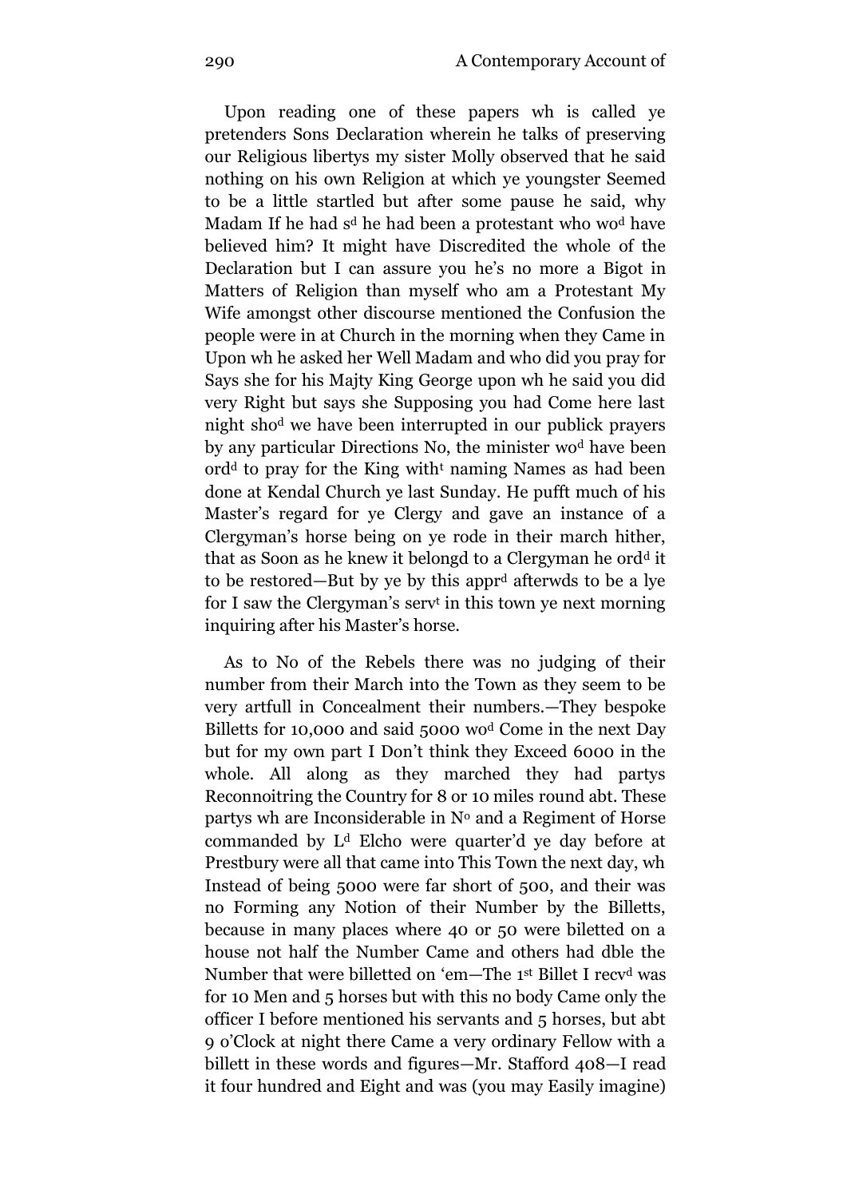Upon reading one of these papers wh is called ye pretenders Sons Declaration wherein he talks of preserving our Religious libertys my sister Molly observed that he said nothing on his own Religion at which ye youngster Seemed to be a little startled but after some pause he said, why Madam If he had s[d] he had been a protestant who wo[d] have believed him? It might have Discredited the whole of the Declaration but I can assure you he's no more a Bigot in Matters of Religion than myself who am a Protestant My Wife amongst other discourse mentioned the Confusion the people were in at Church in the morning when they Came in Upon wh he asked her Well Madam and who did you pray for Says she for his Majty King George upon wh he said you did very Right but says she Supposing you had Come here last night sho[d] we have been interrupted in our publick prayers by any particular Directions No, the minister wo[d] have been ord[d] to pray for the King with[t] naming Names as had been done at Kendal Church ye last Sunday. He pufft much of his Master's regard for ye Clergy and gave an instance of a Clergyman's horse being on ye rode in their march hither, that as Soon as he knew it belongd to a Clergyman he ord[d] it to be restored—But by ye by this appr[d] afterwds to be a lye for I saw the Clergyman's serv[t] in this town ye next morning inquiring after his Master's horse.

As to No of the Rebels there was no judging of their number from their March into the Town as they seem to be very artfull in Concealment their numbers.—They bespoke Billetts for 10,000 and said 5000 wo[d] Come in the next Day but for my own part I Don't think they Exceed 6000 in the whole. All along as they marched they had partys Reconnoitring the Country for 8 or 10 miles round abt. These partys wh are Inconsiderable in N[o] and a Regiment of Horse commanded by L[d] Elcho were quarter'd ye day before at Prestbury were all that came into This Town the next day, wh Instead of being 5000 were far short of 500, and their was no Forming any Notion of their Number by the Billetts, because in many places where 40 or 50 were biletted on a house not half the Number Came and others had dble the Number that were billetted on 'em—The 1[st] Billet I recv[d] was for 10 Men and 5 horses but with this no body Came only the officer I before mentioned his servants and 5 horses, but abt 9 o'Clock at night there Came a very ordinary Fellow with a billett in these words and figures—Mr. Stafford 408—I read it four hundred and Eight and was (you may Easily imagine)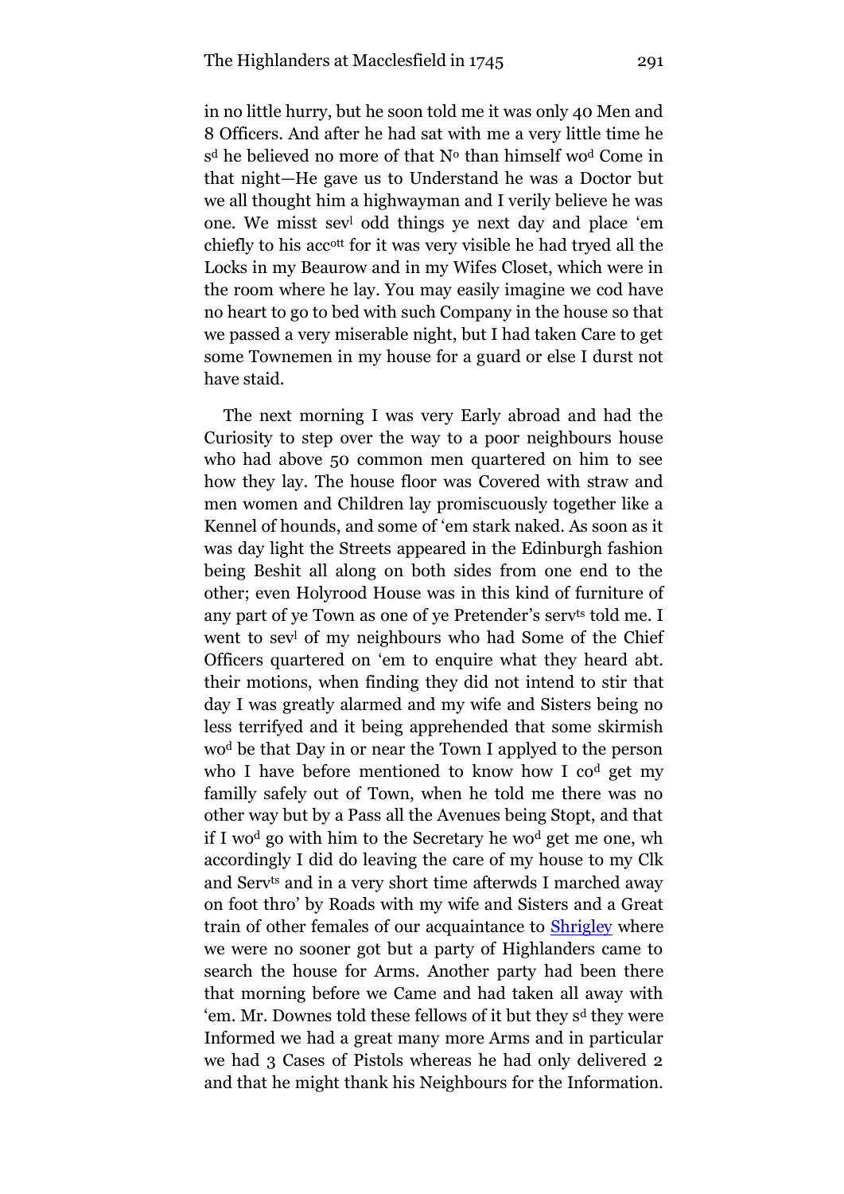in no little hurry, but he soon told me it was only 40 Men and 8 Officers. And after he had sat with me a very little time he s[d] he believed no more of that N[o] than himself wo[d] Come in that night—He gave us to Understand he was a Doctor but we all thought him a highwayman and I verily believe he was one. We misst sev[l] odd things ye next day and place 'em chiefly to his acc[ott] for it was very visible he had tryed all the Locks in my Beaurow and in my Wifes Closet, which were in the room where he lay. You may easily imagine we cod have no heart to go to bed with such Company in the house so that we passed a very miserable night, but I had taken Care to get some Townemen in my house for a guard or else I durst not have staid.

The next morning I was very Early abroad and had the Curiosity to step over the way to a poor neighbours house who had above 50 common men quartered on him to see how they lay. The house floor was Covered with straw and men women and Children lay promiscuously together like a Kennel of hounds, and some of 'em stark naked. As soon as it was day light the Streets appeared in the Edinburgh fashion being Beshit all along on both sides from one end to the other; even Holyrood House was in this kind of furniture of any part of ye Town as one of ye Pretender's serv[ts] told me. I went to sev[l] of my neighbours who had Some of the Chief Officers quartered on 'em to enquire what they heard abt. their motions, when finding they did not intend to stir that day I was greatly alarmed and my wife and Sisters being no less terrifyed and it being apprehended that some skirmish wo[d] be that Day in or near the Town I applyed to the person who I have before mentioned to know how I co[d] get my familly safely out of Town, when he told me there was no other way but by a Pass all the Avenues being Stopt, and that if I wo[d] go with him to the Secretary he wo[d] get me one, wh accordingly I did do leaving the care of my house to my Clk and Serv[ts] and in a very short time afterwds I marched away on foot thro' by Roads with my wife and Sisters and a Great train of other females of our acquaintance to Shrigley where we were no sooner got but a party of Highlanders came to search the house for Arms. Another party had been there that morning before we Came and had taken all away with 'em. Mr. Downes told these fellows of it but they s[d] they were Informed we had a great many more Arms and in particular we had 3 Cases of Pistols whereas he had only delivered 2 and that he might thank his Neighbours for the Information.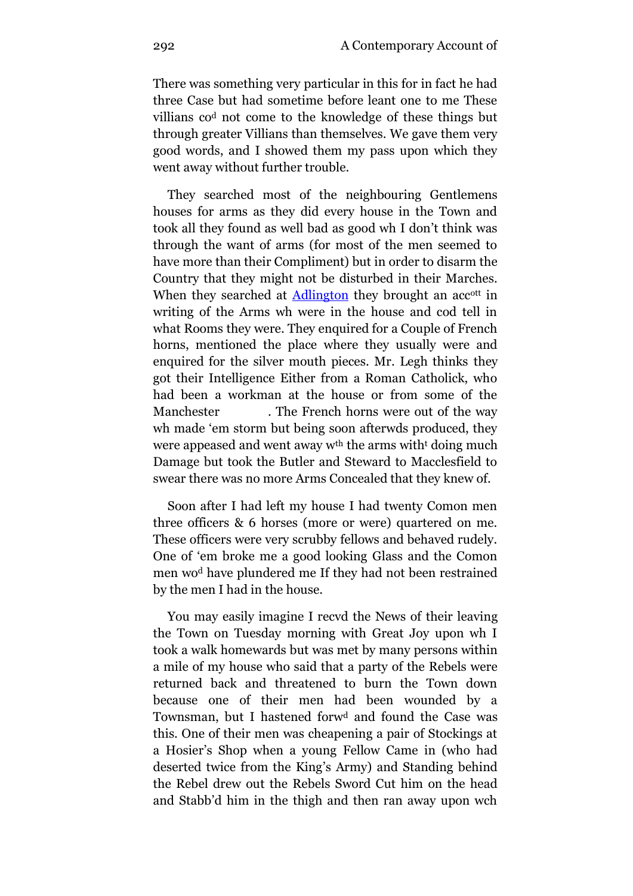There was something very particular in this for in fact he had three Case but had sometime before leant one to me These villians co[d] not come to the knowledge of these things but through greater Villians than themselves. We gave them very good words, and I showed them my pass upon which they went away without further trouble.

They searched most of the neighbouring Gentlemens houses for arms as they did every house in the Town and took all they found as well bad as good wh I don't think was through the want of arms (for most of the men seemed to have more than their Compliment) but in order to disarm the Country that they might not be disturbed in their Marches. When they searched at Adlington they brought an acc[ott] in writing of the Arms wh were in the house and cod tell in what Rooms they were. They enquired for a Couple of French horns, mentioned the place where they usually were and enquired for the silver mouth pieces. Mr. Legh thinks they got their Intelligence Either from a Roman Catholick, who had been a workman at the house or from some of the Manchester          . The French horns were out of the way wh made 'em storm but being soon afterwds produced, they were appeased and went away w[th] the arms with[t] doing much Damage but took the Butler and Steward to Macclesfield to swear there was no more Arms Concealed that they knew of.

Soon after I had left my house I had twenty Comon men three officers & 6 horses (more or were) quartered on me. These officers were very scrubby fellows and behaved rudely. One of 'em broke me a good looking Glass and the Comon men wo[d] have plundered me If they had not been restrained by the men I had in the house.

You may easily imagine I recvd the News of their leaving the Town on Tuesday morning with Great Joy upon wh I took a walk homewards but was met by many persons within a mile of my house who said that a party of the Rebels were returned back and threatened to burn the Town down because one of their men had been wounded by a Townsman, but I hastened forw[d] and found the Case was this. One of their men was cheapening a pair of Stockings at a Hosier's Shop when a young Fellow Came in (who had deserted twice from the King's Army) and Standing behind the Rebel drew out the Rebels Sword Cut him on the head and Stabb'd him in the thigh and then ran away upon wch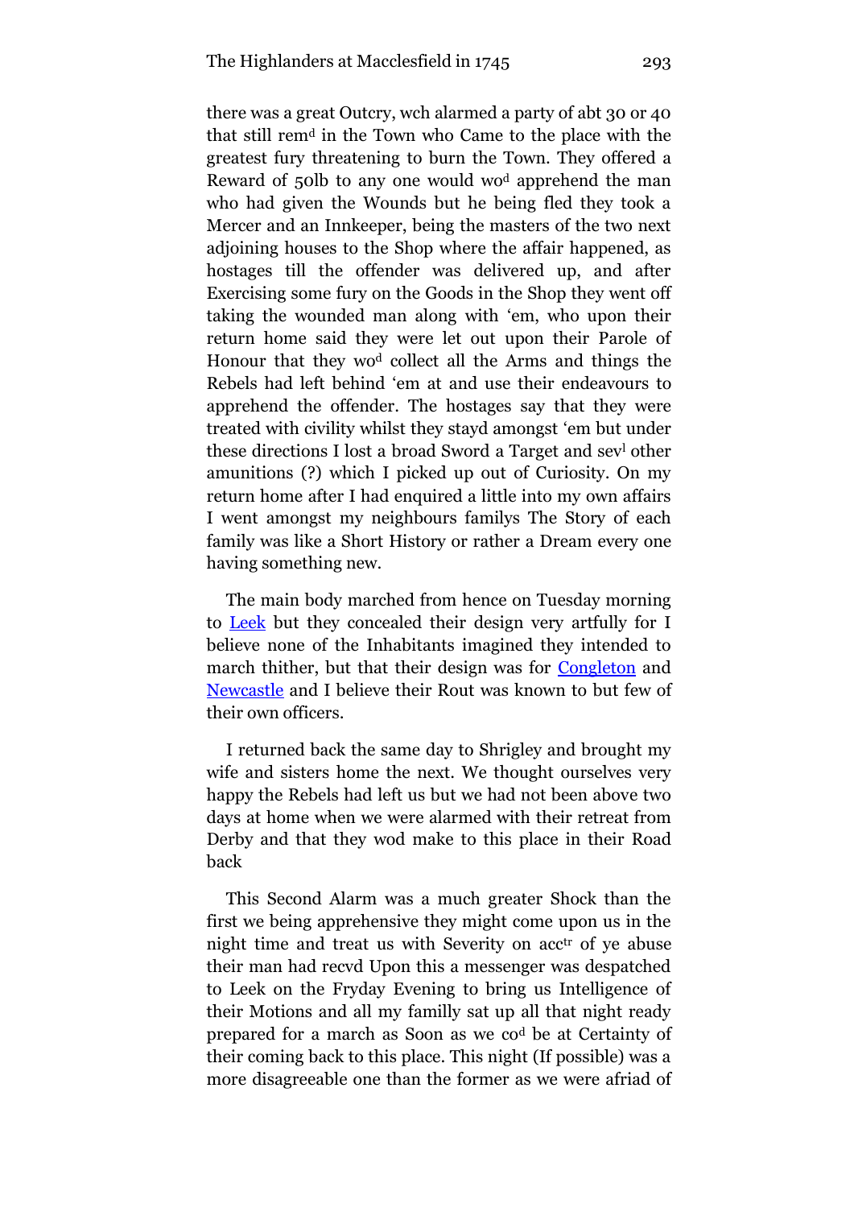there was a great Outcry, wch alarmed a party of abt 30 or 40 that still rem[d] in the Town who Came to the place with the greatest fury threatening to burn the Town. They offered a Reward of 50lb to any one would wo[d] apprehend the man who had given the Wounds but he being fled they took a Mercer and an Innkeeper, being the masters of the two next adjoining houses to the Shop where the affair happened, as hostages till the offender was delivered up, and after Exercising some fury on the Goods in the Shop they went off taking the wounded man along with 'em, who upon their return home said they were let out upon their Parole of Honour that they wo[d] collect all the Arms and things the Rebels had left behind 'em at and use their endeavours to apprehend the offender. The hostages say that they were treated with civility whilst they stayd amongst 'em but under these directions I lost a broad Sword a Target and sev[l] other amunitions (?) which I picked up out of Curiosity. On my return home after I had enquired a little into my own affairs I went amongst my neighbours familys The Story of each family was like a Short History or rather a Dream every one having something new.

The main body marched from hence on Tuesday morning to Leek but they concealed their design very artfully for I believe none of the Inhabitants imagined they intended to march thither, but that their design was for Congleton and Newcastle and I believe their Rout was known to but few of their own officers.

I returned back the same day to Shrigley and brought my wife and sisters home the next. We thought ourselves very happy the Rebels had left us but we had not been above two days at home when we were alarmed with their retreat from Derby and that they wod make to this place in their Road back

This Second Alarm was a much greater Shock than the first we being apprehensive they might come upon us in the night time and treat us with Severity on acc[tr] of ye abuse their man had recvd Upon this a messenger was despatched to Leek on the Fryday Evening to bring us Intelligence of their Motions and all my familly sat up all that night ready prepared for a march as Soon as we co[d] be at Certainty of their coming back to this place. This night (If possible) was a more disagreeable one than the former as we were afriad of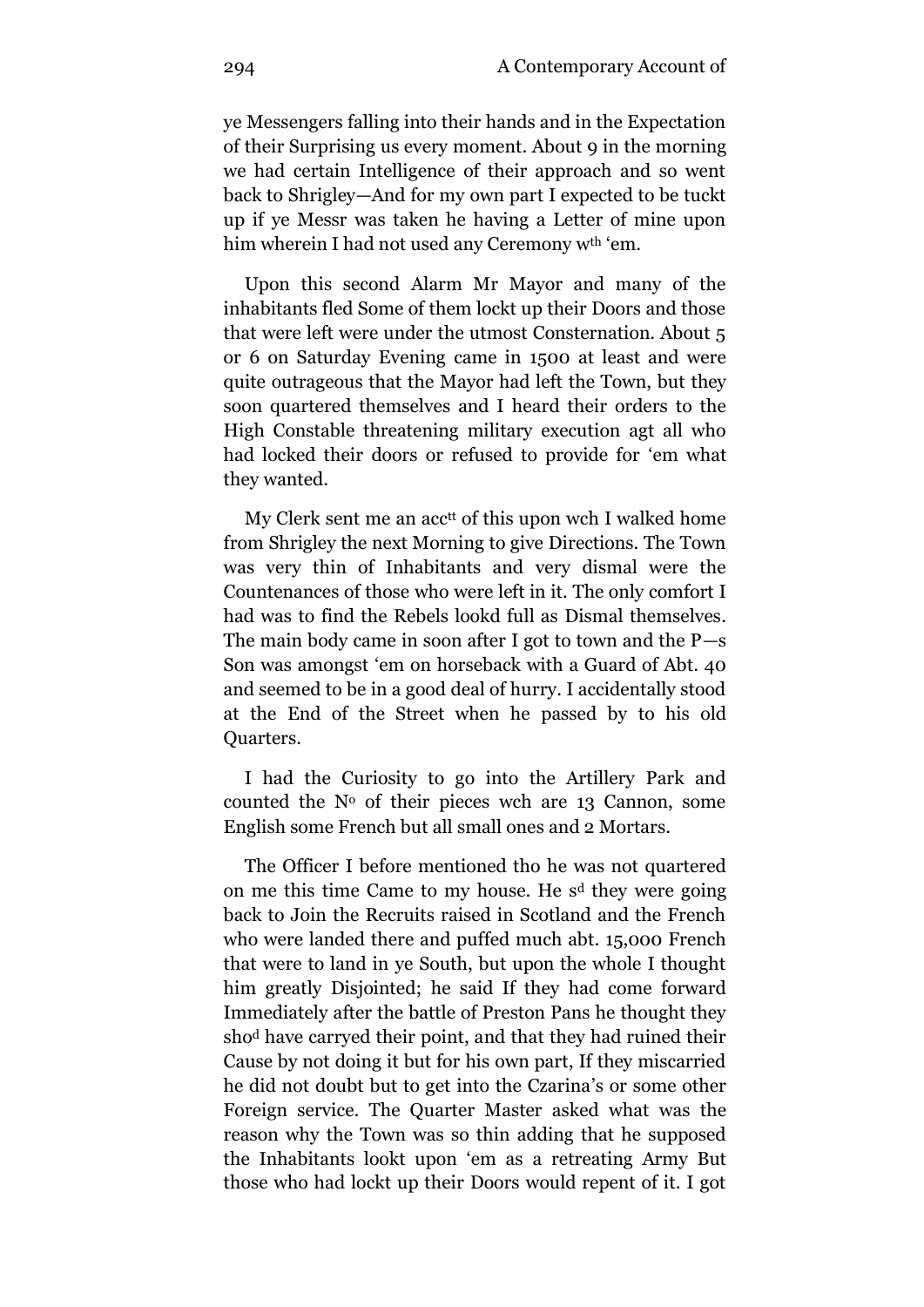ye Messengers falling into their hands and in the Expectation of their Surprising us every moment. About 9 in the morning we had certain Intelligence of their approach and so went back to Shrigley—And for my own part I expected to be tuckt up if ye Messr was taken he having a Letter of mine upon him wherein I had not used any Ceremony w[th] 'em.

Upon this second Alarm Mr Mayor and many of the inhabitants fled Some of them lockt up their Doors and those that were left were under the utmost Consternation. About 5 or 6 on Saturday Evening came in 1500 at least and were quite outrageous that the Mayor had left the Town, but they soon quartered themselves and I heard their orders to the High Constable threatening military execution agt all who had locked their doors or refused to provide for 'em what they wanted.

My Clerk sent me an acc[tt] of this upon wch I walked home from Shrigley the next Morning to give Directions. The Town was very thin of Inhabitants and very dismal were the Countenances of those who were left in it. The only comfort I had was to find the Rebels lookd full as Dismal themselves. The main body came in soon after I got to town and the P—s Son was amongst 'em on horseback with a Guard of Abt. 40 and seemed to be in a good deal of hurry. I accidentally stood at the End of the Street when he passed by to his old Quarters.

I had the Curiosity to go into the Artillery Park and counted the N[o] of their pieces wch are 13 Cannon, some English some French but all small ones and 2 Mortars.

The Officer I before mentioned tho he was not quartered on me this time Came to my house. He s[d] they were going back to Join the Recruits raised in Scotland and the French who were landed there and puffed much abt. 15,000 French that were to land in ye South, but upon the whole I thought him greatly Disjointed; he said If they had come forward Immediately after the battle of Preston Pans he thought they sho[d] have carryed their point, and that they had ruined their Cause by not doing it but for his own part, If they miscarried he did not doubt but to get into the Czarina's or some other Foreign service. The Quarter Master asked what was the reason why the Town was so thin adding that he supposed the Inhabitants lookt upon 'em as a retreating Army But those who had lockt up their Doors would repent of it. I got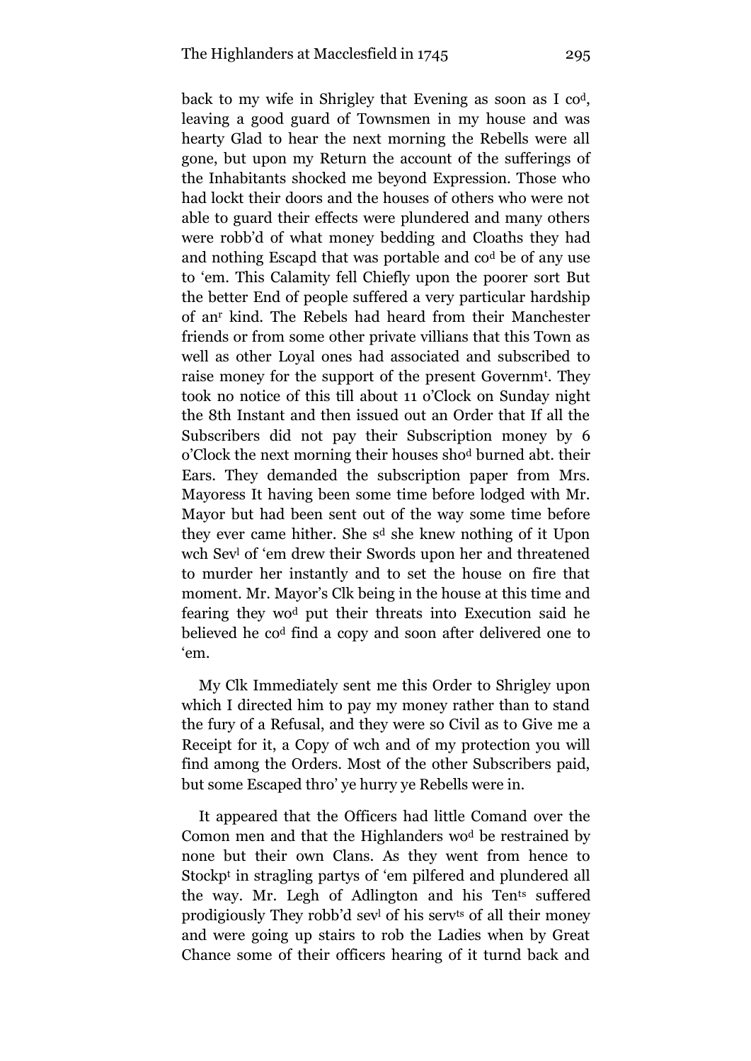back to my wife in Shrigley that Evening as soon as I co[d], leaving a good guard of Townsmen in my house and was hearty Glad to hear the next morning the Rebells were all gone, but upon my Return the account of the sufferings of the Inhabitants shocked me beyond Expression. Those who had lockt their doors and the houses of others who were not able to guard their effects were plundered and many others were robb'd of what money bedding and Cloaths they had and nothing Escapd that was portable and co[d] be of any use to 'em. This Calamity fell Chiefly upon the poorer sort But the better End of people suffered a very particular hardship of an[r] kind. The Rebels had heard from their Manchester friends or from some other private villians that this Town as well as other Loyal ones had associated and subscribed to raise money for the support of the present Governm[t]. They took no notice of this till about 11 o'Clock on Sunday night the 8th Instant and then issued out an Order that If all the Subscribers did not pay their Subscription money by 6 o'Clock the next morning their houses sho[d] burned abt. their Ears. They demanded the subscription paper from Mrs. Mayoress It having been some time before lodged with Mr. Mayor but had been sent out of the way some time before they ever came hither. She s[d] she knew nothing of it Upon wch Sev[l] of 'em drew their Swords upon her and threatened to murder her instantly and to set the house on fire that moment. Mr. Mayor's Clk being in the house at this time and fearing they wo[d] put their threats into Execution said he believed he co[d] find a copy and soon after delivered one to 'em.

My Clk Immediately sent me this Order to Shrigley upon which I directed him to pay my money rather than to stand the fury of a Refusal, and they were so Civil as to Give me a Receipt for it, a Copy of wch and of my protection you will find among the Orders. Most of the other Subscribers paid, but some Escaped thro' ye hurry ye Rebells were in.

It appeared that the Officers had little Comand over the Comon men and that the Highlanders wo[d] be restrained by none but their own Clans. As they went from hence to Stockp[t] in stragling partys of 'em pilfered and plundered all the way. Mr. Legh of Adlington and his Ten[ts] suffered prodigiously They robb'd sev[l] of his serv[ts] of all their money and were going up stairs to rob the Ladies when by Great Chance some of their officers hearing of it turnd back and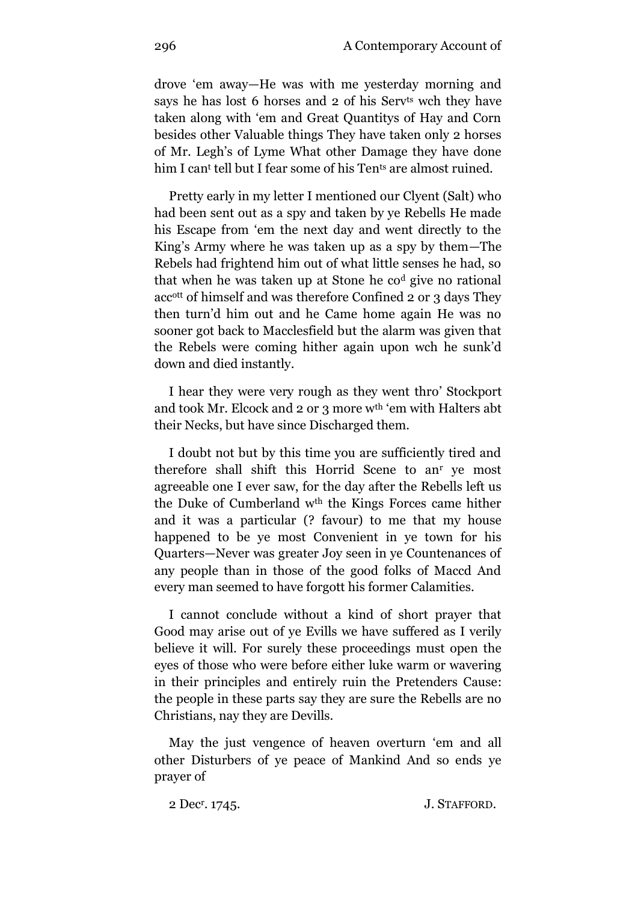drove 'em away—He was with me yesterday morning and says he has lost 6 horses and 2 of his Serv[ts] wch they have taken along with 'em and Great Quantitys of Hay and Corn besides other Valuable things They have taken only 2 horses of Mr. Legh's of Lyme What other Damage they have done him I can[t] tell but I fear some of his Ten[ts] are almost ruined.

Pretty early in my letter I mentioned our Clyent (Salt) who had been sent out as a spy and taken by ye Rebells He made his Escape from 'em the next day and went directly to the King's Army where he was taken up as a spy by them—The Rebels had frightend him out of what little senses he had, so that when he was taken up at Stone he co[d] give no rational acc[ott] of himself and was therefore Confined 2 or 3 days They then turn'd him out and he Came home again He was no sooner got back to Macclesfield but the alarm was given that the Rebels were coming hither again upon wch he sunk'd down and died instantly.

I hear they were very rough as they went thro' Stockport and took Mr. Elcock and 2 or 3 more w[th] 'em with Halters abt their Necks, but have since Discharged them.

I doubt not but by this time you are sufficiently tired and therefore shall shift this Horrid Scene to an[r] ye most agreeable one I ever saw, for the day after the Rebells left us the Duke of Cumberland w[th] the Kings Forces came hither and it was a particular (? favour) to me that my house happened to be ye most Convenient in ye town for his Quarters—Never was greater Joy seen in ye Countenances of any people than in those of the good folks of Maccd And every man seemed to have forgott his former Calamities.

I cannot conclude without a kind of short prayer that Good may arise out of ye Evills we have suffered as I verily believe it will. For surely these proceedings must open the eyes of those who were before either luke warm or wavering in their principles and entirely ruin the Pretenders Cause: the people in these parts say they are sure the Rebells are no Christians, nay they are Devills.

May the just vengence of heaven overturn 'em and all other Disturbers of ye peace of Mankind And so ends ye prayer of

2 Dec[r]. 1745. J. STAFFORD.